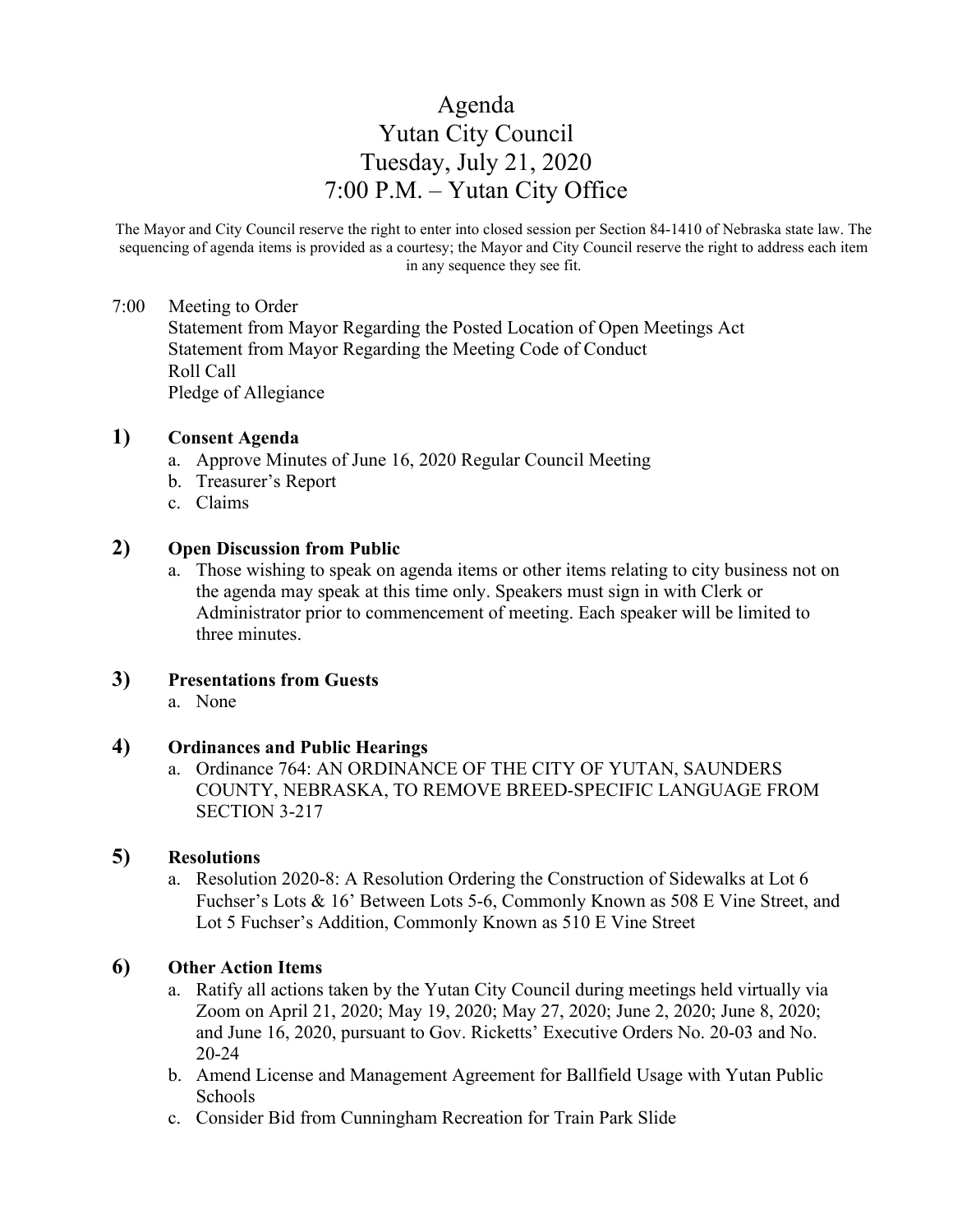# Agenda
# Yutan City Council
# Tuesday, July 21, 2020
# 7:00 P.M. – Yutan City Office

The Mayor and City Council reserve the right to enter into closed session per Section 84-1410 of Nebraska state law. The sequencing of agenda items is provided as a courtesy; the Mayor and City Council reserve the right to address each item in any sequence they see fit.

7:00 Meeting to Order
Statement from Mayor Regarding the Posted Location of Open Meetings Act
Statement from Mayor Regarding the Meeting Code of Conduct
Roll Call
Pledge of Allegiance

**1) Consent Agenda**

a. Approve Minutes of June 16, 2020 Regular Council Meeting
b. Treasurer's Report
c. Claims

**2) Open Discussion from Public**

a. Those wishing to speak on agenda items or other items relating to city business not on the agenda may speak at this time only. Speakers must sign in with Clerk or Administrator prior to commencement of meeting. Each speaker will be limited to three minutes.

**3) Presentations from Guests**

a. None

**4) Ordinances and Public Hearings**

a. Ordinance 764: AN ORDINANCE OF THE CITY OF YUTAN, SAUNDERS COUNTY, NEBRASKA, TO REMOVE BREED-SPECIFIC LANGUAGE FROM SECTION 3-217

**5) Resolutions**

a. Resolution 2020-8: A Resolution Ordering the Construction of Sidewalks at Lot 6 Fuchser's Lots & 16' Between Lots 5-6, Commonly Known as 508 E Vine Street, and Lot 5 Fuchser's Addition, Commonly Known as 510 E Vine Street

**6) Other Action Items**

a. Ratify all actions taken by the Yutan City Council during meetings held virtually via Zoom on April 21, 2020; May 19, 2020; May 27, 2020; June 2, 2020; June 8, 2020; and June 16, 2020, pursuant to Gov. Ricketts' Executive Orders No. 20-03 and No. 20-24
b. Amend License and Management Agreement for Ballfield Usage with Yutan Public Schools
c. Consider Bid from Cunningham Recreation for Train Park Slide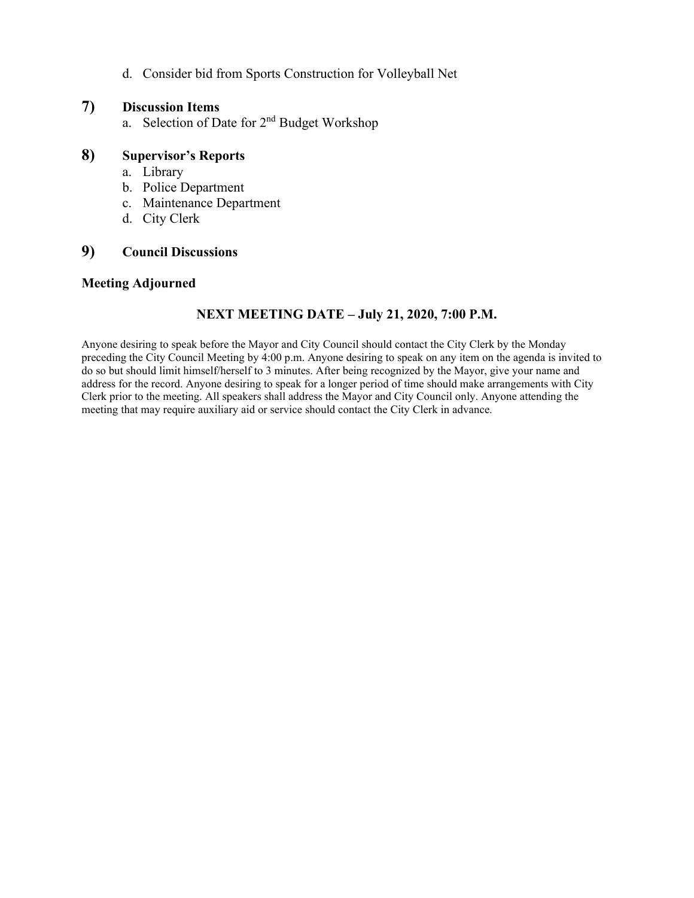d. Consider bid from Sports Construction for Volleyball Net

## 7) Discussion Items

a. Selection of Date for 2nd Budget Workshop

## 8) Supervisor's Reports

a. Library
b. Police Department
c. Maintenance Department
d. City Clerk

## 9) Council Discussions

**Meeting Adjourned**

**NEXT MEETING DATE – July 21, 2020, 7:00 P.M.**

Anyone desiring to speak before the Mayor and City Council should contact the City Clerk by the Monday preceding the City Council Meeting by 4:00 p.m. Anyone desiring to speak on any item on the agenda is invited to do so but should limit himself/herself to 3 minutes. After being recognized by the Mayor, give your name and address for the record. Anyone desiring to speak for a longer period of time should make arrangements with City Clerk prior to the meeting. All speakers shall address the Mayor and City Council only. Anyone attending the meeting that may require auxiliary aid or service should contact the City Clerk in advance.